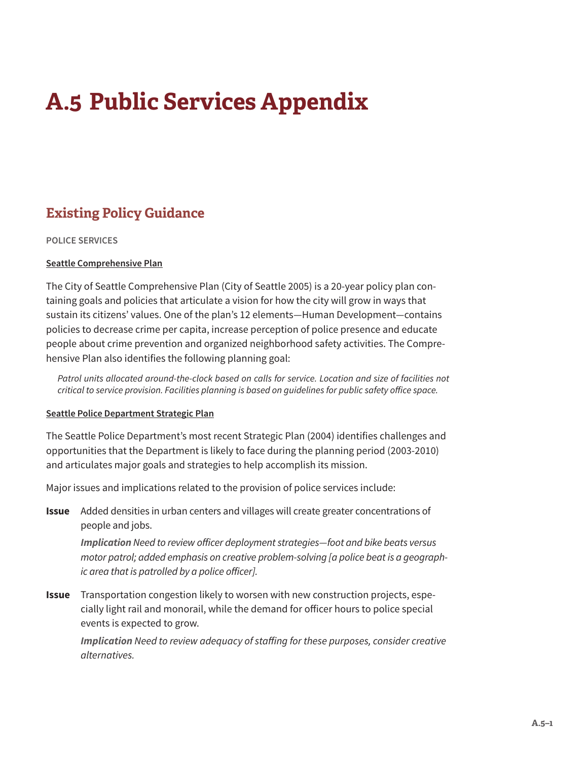# A.5 Public Services Appendix

## Existing Policy Guidance

### POLICE SERVICES

**Seattle Comprehensive Plan**

The City of Seattle Comprehensive Plan (City of Seattle 2005) is a 20-year policy plan containing goals and policies that articulate a vision for how the city will grow in ways that sustain its citizens' values. One of the plan's 12 elements—Human Development—contains policies to decrease crime per capita, increase perception of police presence and educate people about crime prevention and organized neighborhood safety activities. The Comprehensive Plan also identifies the following planning goal:

> *Patrol units allocated around-the-clock based on calls for service. Location and size of facilities not critical to service provision. Facilities planning is based on guidelines for public safety office space.*

**Seattle Police Department Strategic Plan**

The Seattle Police Department's most recent Strategic Plan (2004) identifies challenges and opportunities that the Department is likely to face during the planning period (2003-2010) and articulates major goals and strategies to help accomplish its mission.

Major issues and implications related to the provision of police services include:

**Issue** Added densities in urban centers and villages will create greater concentrations of people and jobs.

***Implication*** *Need to review officer deployment strategies—foot and bike beats versus motor patrol; added emphasis on creative problem-solving [a police beat is a geographic area that is patrolled by a police officer].*

**Issue** Transportation congestion likely to worsen with new construction projects, especially light rail and monorail, while the demand for officer hours to police special events is expected to grow.

***Implication*** *Need to review adequacy of staffing for these purposes, consider creative alternatives.*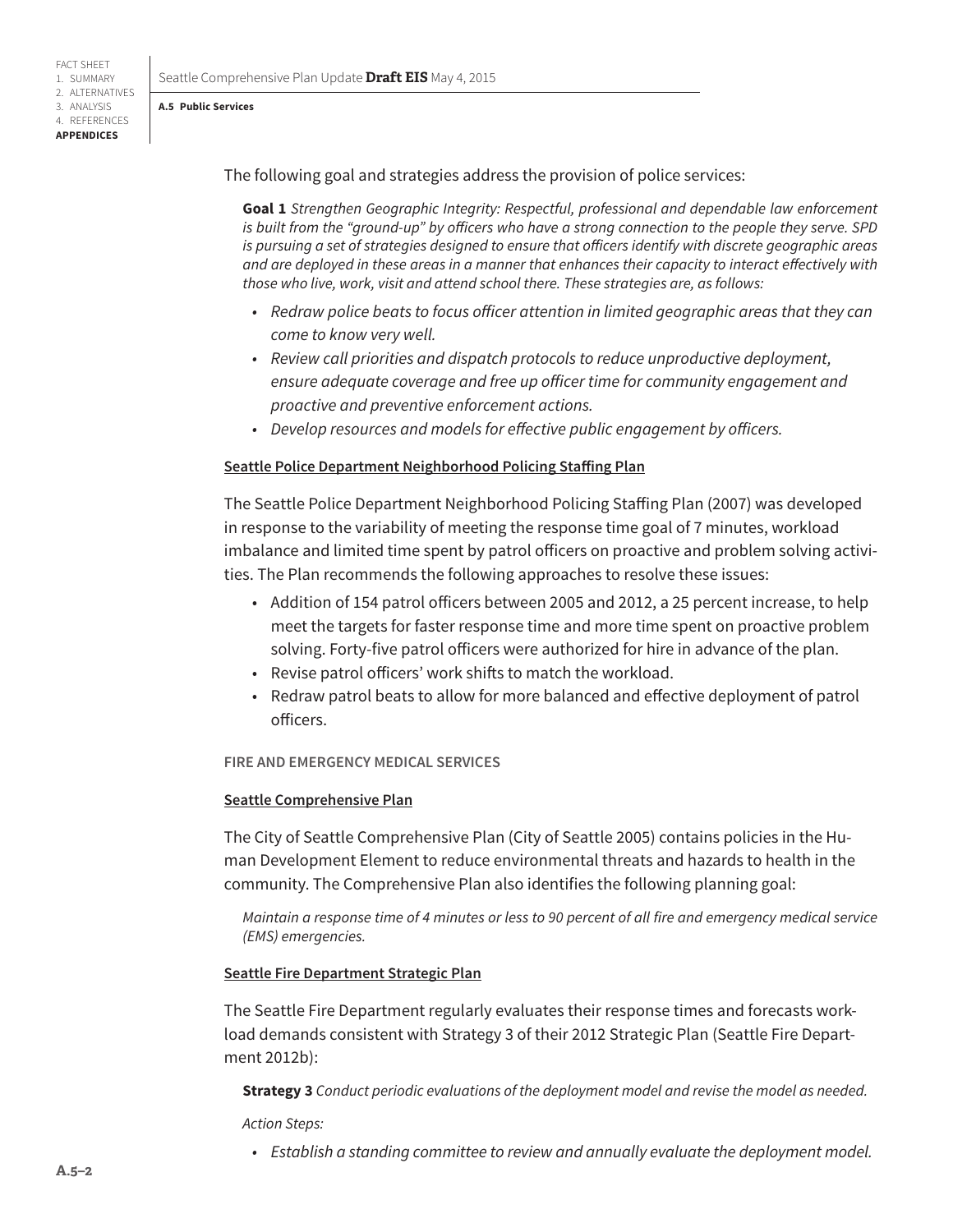The following goal and strategies address the provision of police services:

> **Goal 1** *Strengthen Geographic Integrity: Respectful, professional and dependable law enforcement is built from the "ground-up" by officers who have a strong connection to the people they serve. SPD is pursuing a set of strategies designed to ensure that officers identify with discrete geographic areas and are deployed in these areas in a manner that enhances their capacity to interact effectively with those who live, work, visit and attend school there. These strategies are, as follows:*
>
> - *Redraw police beats to focus officer attention in limited geographic areas that they can come to know very well.*
> - *Review call priorities and dispatch protocols to reduce unproductive deployment, ensure adequate coverage and free up officer time for community engagement and proactive and preventive enforcement actions.*
> - *Develop resources and models for effective public engagement by officers.*

#### Seattle Police Department Neighborhood Policing Staffing Plan

The Seattle Police Department Neighborhood Policing Staffing Plan (2007) was developed in response to the variability of meeting the response time goal of 7 minutes, workload imbalance and limited time spent by patrol officers on proactive and problem solving activities. The Plan recommends the following approaches to resolve these issues:

- Addition of 154 patrol officers between 2005 and 2012, a 25 percent increase, to help meet the targets for faster response time and more time spent on proactive problem solving. Forty-five patrol officers were authorized for hire in advance of the plan.
- Revise patrol officers' work shifts to match the workload.
- Redraw patrol beats to allow for more balanced and effective deployment of patrol officers.

### FIRE AND EMERGENCY MEDICAL SERVICES

#### Seattle Comprehensive Plan

The City of Seattle Comprehensive Plan (City of Seattle 2005) contains policies in the Human Development Element to reduce environmental threats and hazards to health in the community. The Comprehensive Plan also identifies the following planning goal:

> *Maintain a response time of 4 minutes or less to 90 percent of all fire and emergency medical service (EMS) emergencies.*

#### Seattle Fire Department Strategic Plan

The Seattle Fire Department regularly evaluates their response times and forecasts workload demands consistent with Strategy 3 of their 2012 Strategic Plan (Seattle Fire Department 2012b):

> **Strategy 3** *Conduct periodic evaluations of the deployment model and revise the model as needed.*
>
> *Action Steps:*
>
> - *Establish a standing committee to review and annually evaluate the deployment model.*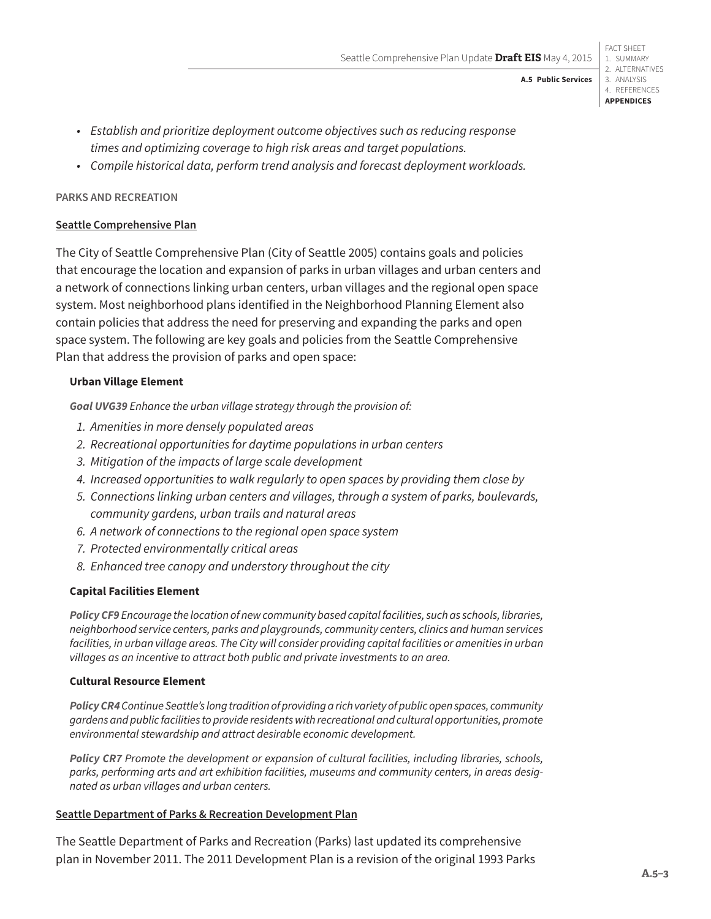- *Establish and prioritize deployment outcome objectives such as reducing response times and optimizing coverage to high risk areas and target populations.*
- *Compile historical data, perform trend analysis and forecast deployment workloads.*

### PARKS AND RECREATION

#### Seattle Comprehensive Plan

The City of Seattle Comprehensive Plan (City of Seattle 2005) contains goals and policies that encourage the location and expansion of parks in urban villages and urban centers and a network of connections linking urban centers, urban villages and the regional open space system. Most neighborhood plans identified in the Neighborhood Planning Element also contain policies that address the need for preserving and expanding the parks and open space system. The following are key goals and policies from the Seattle Comprehensive Plan that address the provision of parks and open space:

**Urban Village Element**

***Goal UVG39*** *Enhance the urban village strategy through the provision of:*

1. *Amenities in more densely populated areas*
2. *Recreational opportunities for daytime populations in urban centers*
3. *Mitigation of the impacts of large scale development*
4. *Increased opportunities to walk regularly to open spaces by providing them close by*
5. *Connections linking urban centers and villages, through a system of parks, boulevards, community gardens, urban trails and natural areas*
6. *A network of connections to the regional open space system*
7. *Protected environmentally critical areas*
8. *Enhanced tree canopy and understory throughout the city*

**Capital Facilities Element**

***Policy CF9*** *Encourage the location of new community based capital facilities, such as schools, libraries, neighborhood service centers, parks and playgrounds, community centers, clinics and human services facilities, in urban village areas. The City will consider providing capital facilities or amenities in urban villages as an incentive to attract both public and private investments to an area.*

**Cultural Resource Element**

***Policy CR4*** *Continue Seattle's long tradition of providing a rich variety of public open spaces, community gardens and public facilities to provide residents with recreational and cultural opportunities, promote environmental stewardship and attract desirable economic development.*

***Policy CR7*** *Promote the development or expansion of cultural facilities, including libraries, schools, parks, performing arts and art exhibition facilities, museums and community centers, in areas designated as urban villages and urban centers.*

#### Seattle Department of Parks & Recreation Development Plan

The Seattle Department of Parks and Recreation (Parks) last updated its comprehensive plan in November 2011. The 2011 Development Plan is a revision of the original 1993 Parks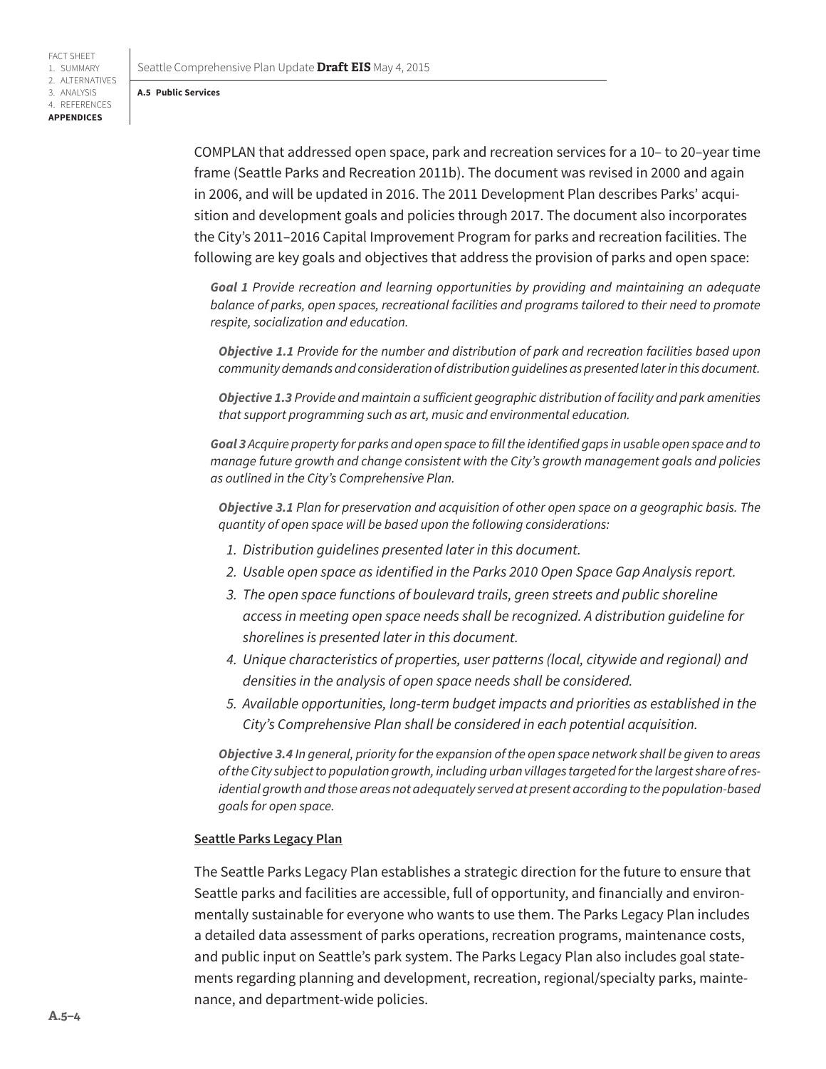COMPLAN that addressed open space, park and recreation services for a 10– to 20–year time frame (Seattle Parks and Recreation 2011b). The document was revised in 2000 and again in 2006, and will be updated in 2016. The 2011 Development Plan describes Parks' acquisition and development goals and policies through 2017. The document also incorporates the City's 2011–2016 Capital Improvement Program for parks and recreation facilities. The following are key goals and objectives that address the provision of parks and open space:

> ***Goal 1*** *Provide recreation and learning opportunities by providing and maintaining an adequate balance of parks, open spaces, recreational facilities and programs tailored to their need to promote respite, socialization and education.*
>
> ***Objective 1.1*** *Provide for the number and distribution of park and recreation facilities based upon community demands and consideration of distribution guidelines as presented later in this document.*
>
> ***Objective 1.3*** *Provide and maintain a sufficient geographic distribution of facility and park amenities that support programming such as art, music and environmental education.*
>
> ***Goal 3*** *Acquire property for parks and open space to fill the identified gaps in usable open space and to manage future growth and change consistent with the City's growth management goals and policies as outlined in the City's Comprehensive Plan.*
>
> ***Objective 3.1*** *Plan for preservation and acquisition of other open space on a geographic basis. The quantity of open space will be based upon the following considerations:*
>
> 1. *Distribution guidelines presented later in this document.*
> 2. *Usable open space as identified in the Parks 2010 Open Space Gap Analysis report.*
> 3. *The open space functions of boulevard trails, green streets and public shoreline access in meeting open space needs shall be recognized. A distribution guideline for shorelines is presented later in this document.*
> 4. *Unique characteristics of properties, user patterns (local, citywide and regional) and densities in the analysis of open space needs shall be considered.*
> 5. *Available opportunities, long-term budget impacts and priorities as established in the City's Comprehensive Plan shall be considered in each potential acquisition.*
>
> ***Objective 3.4*** *In general, priority for the expansion of the open space network shall be given to areas of the City subject to population growth, including urban villages targeted for the largest share of residential growth and those areas not adequately served at present according to the population-based goals for open space.*

#### Seattle Parks Legacy Plan

The Seattle Parks Legacy Plan establishes a strategic direction for the future to ensure that Seattle parks and facilities are accessible, full of opportunity, and financially and environmentally sustainable for everyone who wants to use them. The Parks Legacy Plan includes a detailed data assessment of parks operations, recreation programs, maintenance costs, and public input on Seattle's park system. The Parks Legacy Plan also includes goal statements regarding planning and development, recreation, regional/specialty parks, maintenance, and department-wide policies.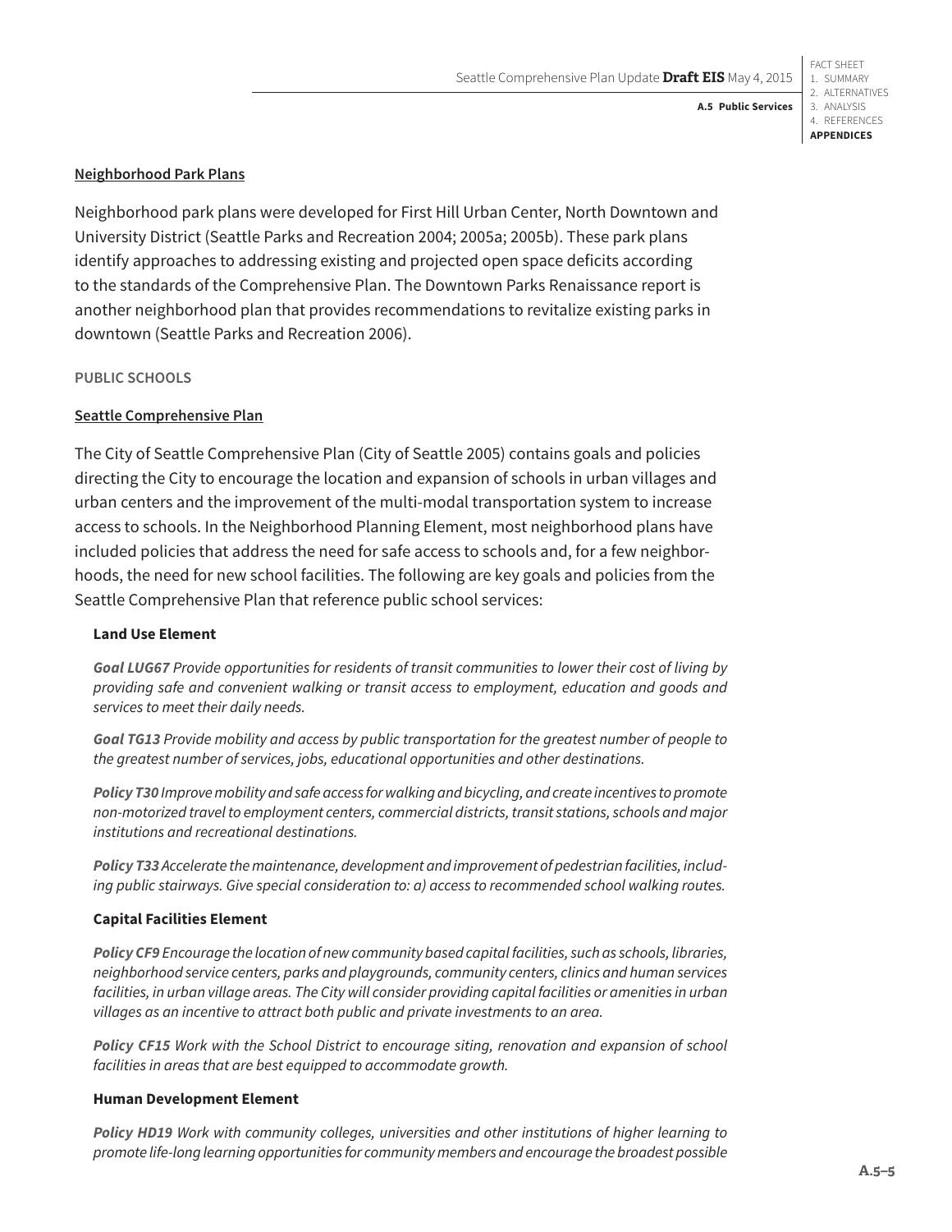**Neighborhood Park Plans**

Neighborhood park plans were developed for First Hill Urban Center, North Downtown and University District (Seattle Parks and Recreation 2004; 2005a; 2005b). These park plans identify approaches to addressing existing and projected open space deficits according to the standards of the Comprehensive Plan. The Downtown Parks Renaissance report is another neighborhood plan that provides recommendations to revitalize existing parks in downtown (Seattle Parks and Recreation 2006).

## PUBLIC SCHOOLS

**Seattle Comprehensive Plan**

The City of Seattle Comprehensive Plan (City of Seattle 2005) contains goals and policies directing the City to encourage the location and expansion of schools in urban villages and urban centers and the improvement of the multi-modal transportation system to increase access to schools. In the Neighborhood Planning Element, most neighborhood plans have included policies that address the need for safe access to schools and, for a few neighborhoods, the need for new school facilities. The following are key goals and policies from the Seattle Comprehensive Plan that reference public school services:

**Land Use Element**

***Goal LUG67*** *Provide opportunities for residents of transit communities to lower their cost of living by providing safe and convenient walking or transit access to employment, education and goods and services to meet their daily needs.*

***Goal TG13*** *Provide mobility and access by public transportation for the greatest number of people to the greatest number of services, jobs, educational opportunities and other destinations.*

***Policy T30*** *Improve mobility and safe access for walking and bicycling, and create incentives to promote non-motorized travel to employment centers, commercial districts, transit stations, schools and major institutions and recreational destinations.*

***Policy T33*** *Accelerate the maintenance, development and improvement of pedestrian facilities, including public stairways. Give special consideration to: a) access to recommended school walking routes.*

**Capital Facilities Element**

***Policy CF9*** *Encourage the location of new community based capital facilities, such as schools, libraries, neighborhood service centers, parks and playgrounds, community centers, clinics and human services facilities, in urban village areas. The City will consider providing capital facilities or amenities in urban villages as an incentive to attract both public and private investments to an area.*

***Policy CF15*** *Work with the School District to encourage siting, renovation and expansion of school facilities in areas that are best equipped to accommodate growth.*

**Human Development Element**

***Policy HD19*** *Work with community colleges, universities and other institutions of higher learning to promote life-long learning opportunities for community members and encourage the broadest possible*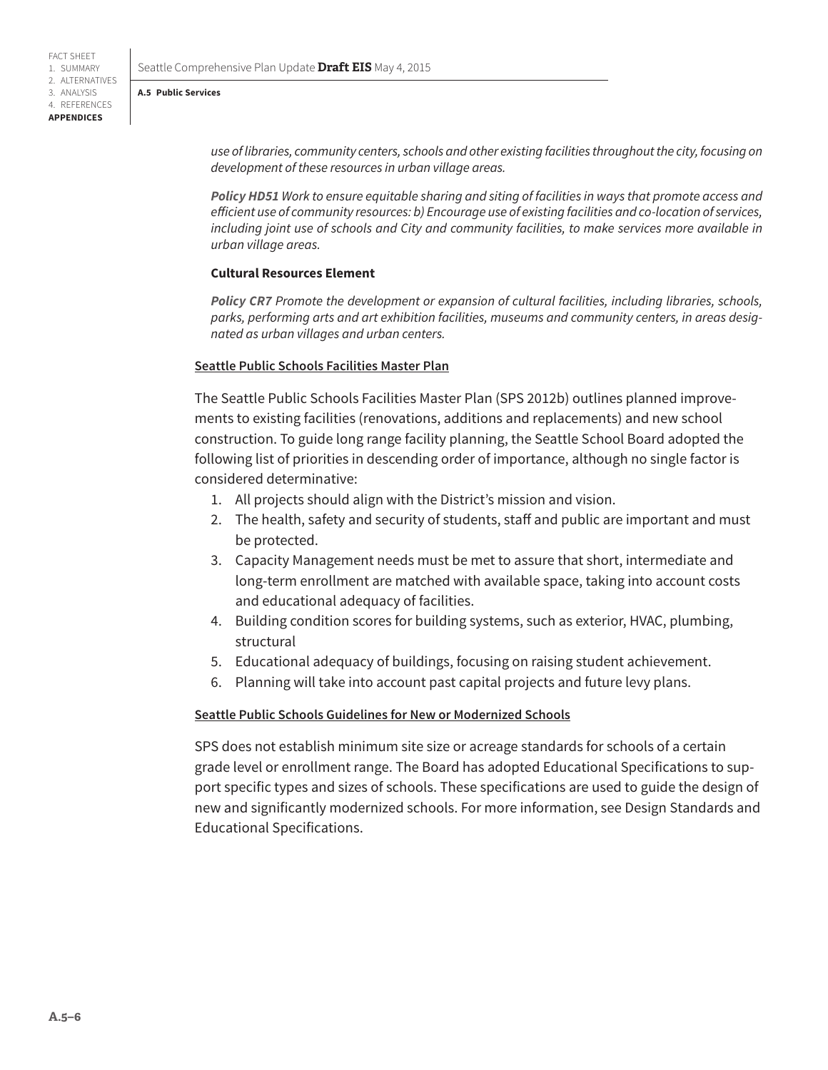*use of libraries, community centers, schools and other existing facilities throughout the city, focusing on development of these resources in urban village areas.*

***Policy HD51*** *Work to ensure equitable sharing and siting of facilities in ways that promote access and efficient use of community resources: b) Encourage use of existing facilities and co-location of services, including joint use of schools and City and community facilities, to make services more available in urban village areas.*

**Cultural Resources Element**

***Policy CR7*** *Promote the development or expansion of cultural facilities, including libraries, schools, parks, performing arts and art exhibition facilities, museums and community centers, in areas designated as urban villages and urban centers.*

**Seattle Public Schools Facilities Master Plan**

The Seattle Public Schools Facilities Master Plan (SPS 2012b) outlines planned improvements to existing facilities (renovations, additions and replacements) and new school construction. To guide long range facility planning, the Seattle School Board adopted the following list of priorities in descending order of importance, although no single factor is considered determinative:

1. All projects should align with the District's mission and vision.
2. The health, safety and security of students, staff and public are important and must be protected.
3. Capacity Management needs must be met to assure that short, intermediate and long-term enrollment are matched with available space, taking into account costs and educational adequacy of facilities.
4. Building condition scores for building systems, such as exterior, HVAC, plumbing, structural
5. Educational adequacy of buildings, focusing on raising student achievement.
6. Planning will take into account past capital projects and future levy plans.

**Seattle Public Schools Guidelines for New or Modernized Schools**

SPS does not establish minimum site size or acreage standards for schools of a certain grade level or enrollment range. The Board has adopted Educational Specifications to support specific types and sizes of schools. These specifications are used to guide the design of new and significantly modernized schools. For more information, see Design Standards and Educational Specifications.